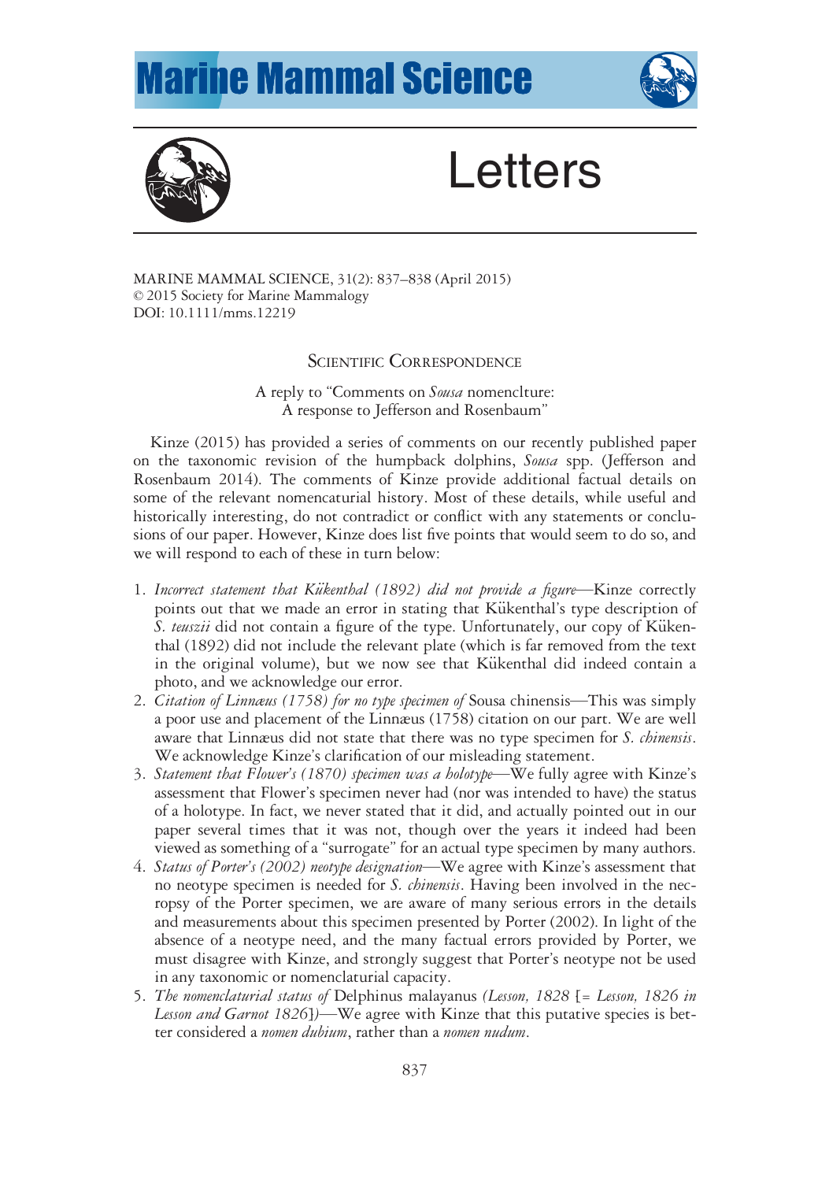# Letters

## Scientific Correspondence

### A reply to "Comments on *Sousa* nomenclture: A response to Jefferson and Rosenbaum"

Kinze (2015) has provided a series of comments on our recently published paper on the taxonomic revision of the humpback dolphins, *Sousa* spp. (Jefferson and Rosenbaum 2014). The comments of Kinze provide additional factual details on some of the relevant nomencaturial history. Most of these details, while useful and historically interesting, do not contradict or conflict with any statements or conclusions of our paper. However, Kinze does list five points that would seem to do so, and we will respond to each of these in turn below:

1. *Incorrect statement that Kükenthal (1892) did not provide a figure*—Kinze correctly points out that we made an error in stating that Kükenthal's type description of *S. teuszii* did not contain a figure of the type. Unfortunately, our copy of Kükenthal (1892) did not include the relevant plate (which is far removed from the text in the original volume), but we now see that Kükenthal did indeed contain a photo, and we acknowledge our error.
2. *Citation of Linnæus (1758) for no type specimen of* Sousa chinensis—This was simply a poor use and placement of the Linnæus (1758) citation on our part. We are well aware that Linnæus did not state that there was no type specimen for *S. chinensis*. We acknowledge Kinze's clarification of our misleading statement.
3. *Statement that Flower's (1870) specimen was a holotype*—We fully agree with Kinze's assessment that Flower's specimen never had (nor was intended to have) the status of a holotype. In fact, we never stated that it did, and actually pointed out in our paper several times that it was not, though over the years it indeed had been viewed as something of a "surrogate" for an actual type specimen by many authors.
4. *Status of Porter's (2002) neotype designation*—We agree with Kinze's assessment that no neotype specimen is needed for *S. chinensis*. Having been involved in the necropsy of the Porter specimen, we are aware of many serious errors in the details and measurements about this specimen presented by Porter (2002). In light of the absence of a neotype need, and the many factual errors provided by Porter, we must disagree with Kinze, and strongly suggest that Porter's neotype not be used in any taxonomic or nomenclatural capacity.
5. *The nomenclatural status of* Delphinus malayanus *(Lesson, 1828 [= Lesson, 1826 in Lesson and Garnot 1826])*—We agree with Kinze that this putative species is better considered a *nomen dubium*, rather than a *nomen nudum*.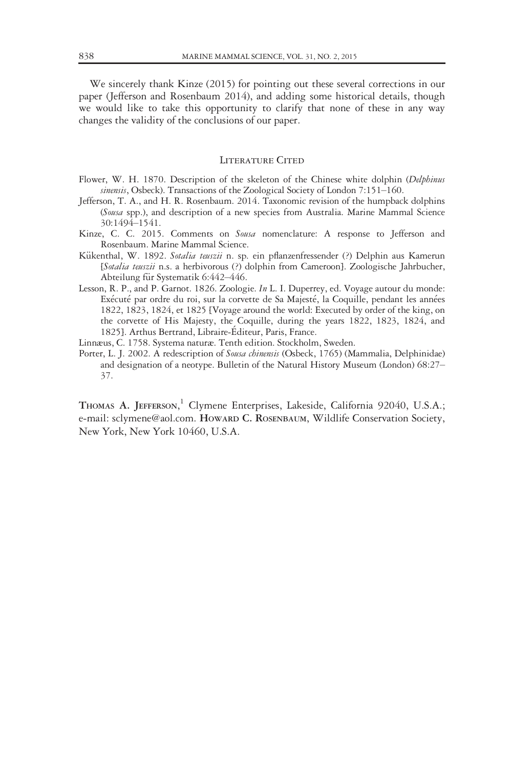We sincerely thank Kinze (2015) for pointing out these several corrections in our paper (Jefferson and Rosenbaum 2014), and adding some historical details, though we would like to take this opportunity to clarify that none of these in any way changes the validity of the conclusions of our paper.

## Literature Cited

Flower, W. H. 1870. Description of the skeleton of the Chinese white dolphin (*Delphinus sinensis*, Osbeck). Transactions of the Zoological Society of London 7:151–160.

Jefferson, T. A., and H. R. Rosenbaum. 2014. Taxonomic revision of the humpback dolphins (*Sousa* spp.), and description of a new species from Australia. Marine Mammal Science 30:1494–1541.

Kinze, C. C. 2015. Comments on *Sousa* nomenclature: A response to Jefferson and Rosenbaum. Marine Mammal Science.

Kükenthal, W. 1892. *Sotalia teuszii* n. sp. ein pflanzenfressender (?) Delphin aus Kamerun [*Sotalia teuszii* n.s. a herbivorous (?) dolphin from Cameroon]. Zoologische Jahrbucher, Abteilung für Systematik 6:442–446.

Lesson, R. P., and P. Garnot. 1826. Zoologie. *In* L. I. Duperrey, ed. Voyage autour du monde: Exécuté par ordre du roi, sur la corvette de Sa Majesté, la Coquille, pendant les années 1822, 1823, 1824, et 1825 [Voyage around the world: Executed by order of the king, on the corvette of His Majesty, the Coquille, during the years 1822, 1823, 1824, and 1825]. Arthus Bertrand, Libraire-Éditeur, Paris, France.

Linnæus, C. 1758. Systema naturæ. Tenth edition. Stockholm, Sweden.

Porter, L. J. 2002. A redescription of *Sousa chinensis* (Osbeck, 1765) (Mammalia, Delphinidae) and designation of a neotype. Bulletin of the Natural History Museum (London) 68:27–37.

**Thomas A. Jefferson**,[1] Clymene Enterprises, Lakeside, California 92040, U.S.A.; e-mail: sclymene@aol.com. **Howard C. Rosenbaum**, Wildlife Conservation Society, New York, New York 10460, U.S.A.